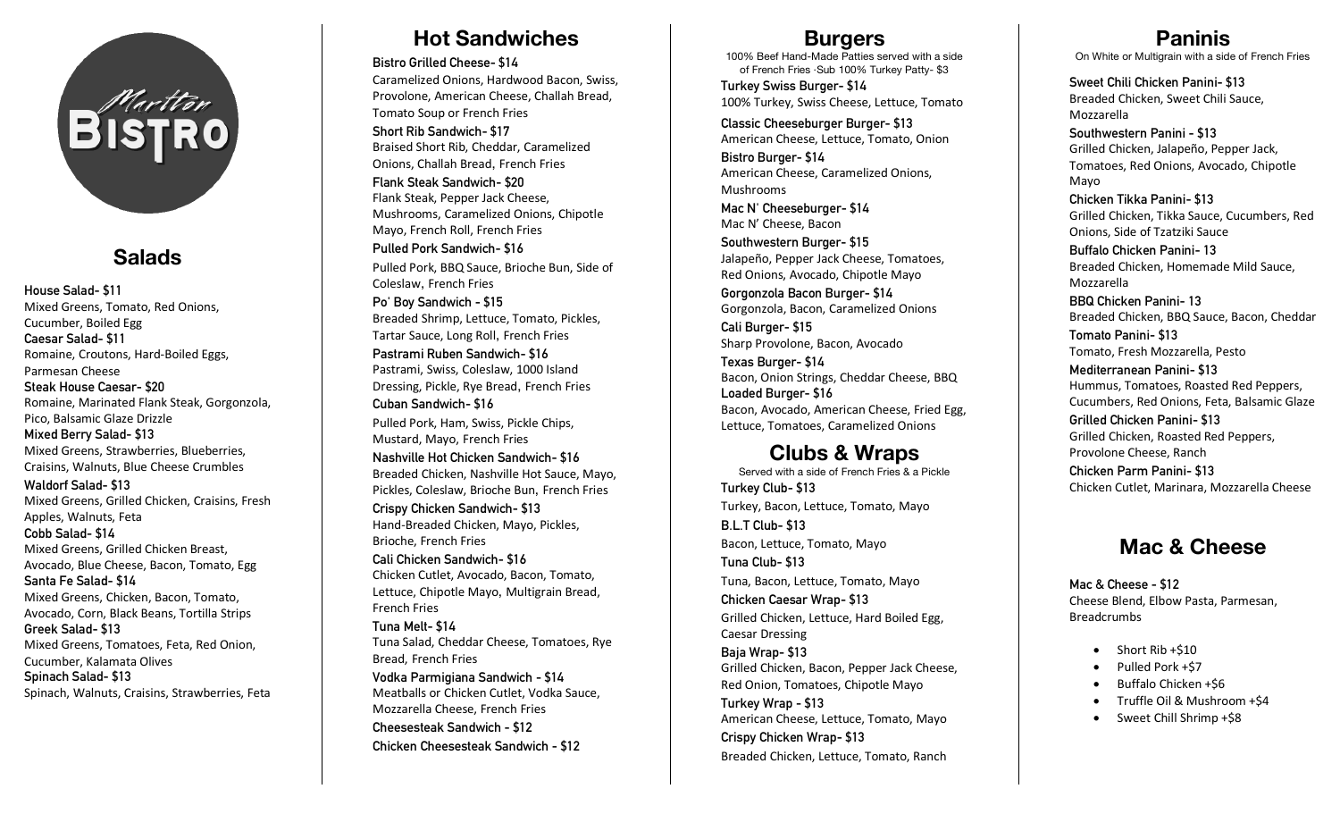# Marlton Bistro

## Salads

**House Salad- $11**
Mixed Greens, Tomato, Red Onions, Cucumber, Boiled Egg

**Caesar Salad- $11**
Romaine, Croutons, Hard-Boiled Eggs, Parmesan Cheese

**Steak House Caesar- $20**
Romaine, Marinated Flank Steak, Gorgonzola, Pico, Balsamic Glaze Drizzle

**Mixed Berry Salad- $13**
Mixed Greens, Strawberries, Blueberries, Craisins, Walnuts, Blue Cheese Crumbles

**Waldorf Salad- $13**
Mixed Greens, Grilled Chicken, Craisins, Fresh Apples, Walnuts, Feta

**Cobb Salad- $14**
Mixed Greens, Grilled Chicken Breast, Avocado, Blue Cheese, Bacon, Tomato, Egg

**Santa Fe Salad- $14**
Mixed Greens, Chicken, Bacon, Tomato, Avocado, Corn, Black Beans, Tortilla Strips

**Greek Salad- $13**
Mixed Greens, Tomatoes, Feta, Red Onion, Cucumber, Kalamata Olives

**Spinach Salad- $13**
Spinach, Walnuts, Craisins, Strawberries, Feta

## Hot Sandwiches

**Bistro Grilled Cheese- $14**
Caramelized Onions, Hardwood Bacon, Swiss, Provolone, American Cheese, Challah Bread, Tomato Soup or French Fries

**Short Rib Sandwich- $17**
Braised Short Rib, Cheddar, Caramelized Onions, Challah Bread, French Fries

**Flank Steak Sandwich- $20**
Flank Steak, Pepper Jack Cheese, Mushrooms, Caramelized Onions, Chipotle Mayo, French Roll, French Fries

**Pulled Pork Sandwich- $16**
Pulled Pork, BBQ Sauce, Brioche Bun, Side of Coleslaw, French Fries

**Po' Boy Sandwich - $15**
Breaded Shrimp, Lettuce, Tomato, Pickles, Tartar Sauce, Long Roll, French Fries

**Pastrami Ruben Sandwich- $16**
Pastrami, Swiss, Coleslaw, 1000 Island Dressing, Pickle, Rye Bread, French Fries

**Cuban Sandwich- $16**
Pulled Pork, Ham, Swiss, Pickle Chips, Mustard, Mayo, French Fries

**Nashville Hot Chicken Sandwich- $16**
Breaded Chicken, Nashville Hot Sauce, Mayo, Pickles, Coleslaw, Brioche Bun, French Fries

**Crispy Chicken Sandwich- $13**
Hand-Breaded Chicken, Mayo, Pickles, Brioche, French Fries

**Cali Chicken Sandwich- $16**
Chicken Cutlet, Avocado, Bacon, Tomato, Lettuce, Chipotle Mayo, Multigrain Bread, French Fries

**Tuna Melt- $14**
Tuna Salad, Cheddar Cheese, Tomatoes, Rye Bread, French Fries

**Vodka Parmigiana Sandwich - $14**
Meatballs or Chicken Cutlet, Vodka Sauce, Mozzarella Cheese, French Fries

**Cheesesteak Sandwich - $12**

**Chicken Cheesesteak Sandwich - $12**

## Burgers

100% Beef Hand-Made Patties served with a side of French Fries ·Sub 100% Turkey Patty- $3

**Turkey Swiss Burger- $14**
100% Turkey, Swiss Cheese, Lettuce, Tomato

**Classic Cheeseburger Burger- $13**
American Cheese, Lettuce, Tomato, Onion

**Bistro Burger- $14**
American Cheese, Caramelized Onions, Mushrooms

**Mac N' Cheeseburger- $14**
Mac N' Cheese, Bacon

**Southwestern Burger- $15**
Jalapeño, Pepper Jack Cheese, Tomatoes, Red Onions, Avocado, Chipotle Mayo

**Gorgonzola Bacon Burger- $14**
Gorgonzola, Bacon, Caramelized Onions

**Cali Burger- $15**
Sharp Provolone, Bacon, Avocado

**Texas Burger- $14**
Bacon, Onion Strings, Cheddar Cheese, BBQ

**Loaded Burger- $16**
Bacon, Avocado, American Cheese, Fried Egg, Lettuce, Tomatoes, Caramelized Onions

## Clubs & Wraps

Served with a side of French Fries & a Pickle

**Turkey Club- $13**
Turkey, Bacon, Lettuce, Tomato, Mayo

**B.L.T Club- $13**
Bacon, Lettuce, Tomato, Mayo

**Tuna Club- $13**
Tuna, Bacon, Lettuce, Tomato, Mayo

**Chicken Caesar Wrap- $13**
Grilled Chicken, Lettuce, Hard Boiled Egg, Caesar Dressing

**Baja Wrap- $13**
Grilled Chicken, Bacon, Pepper Jack Cheese, Red Onion, Tomatoes, Chipotle Mayo

**Turkey Wrap - $13**
American Cheese, Lettuce, Tomato, Mayo

**Crispy Chicken Wrap- $13**
Breaded Chicken, Lettuce, Tomato, Ranch

## Paninis

On White or Multigrain with a side of French Fries

**Sweet Chili Chicken Panini- $13**
Breaded Chicken, Sweet Chili Sauce, Mozzarella

**Southwestern Panini - $13**
Grilled Chicken, Jalapeño, Pepper Jack, Tomatoes, Red Onions, Avocado, Chipotle Mayo

**Chicken Tikka Panini- $13**
Grilled Chicken, Tikka Sauce, Cucumbers, Red Onions, Side of Tzatziki Sauce

**Buffalo Chicken Panini- 13**
Breaded Chicken, Homemade Mild Sauce, Mozzarella

**BBQ Chicken Panini- 13**
Breaded Chicken, BBQ Sauce, Bacon, Cheddar

**Tomato Panini- $13**
Tomato, Fresh Mozzarella, Pesto

**Mediterranean Panini- $13**
Hummus, Tomatoes, Roasted Red Peppers, Cucumbers, Red Onions, Feta, Balsamic Glaze

**Grilled Chicken Panini- $13**
Grilled Chicken, Roasted Red Peppers, Provolone Cheese, Ranch

**Chicken Parm Panini- $13**
Chicken Cutlet, Marinara, Mozzarella Cheese

## Mac & Cheese

**Mac & Cheese - $12**
Cheese Blend, Elbow Pasta, Parmesan, Breadcrumbs

- Short Rib +$10
- Pulled Pork +$7
- Buffalo Chicken +$6
- Truffle Oil & Mushroom +$4
- Sweet Chill Shrimp +$8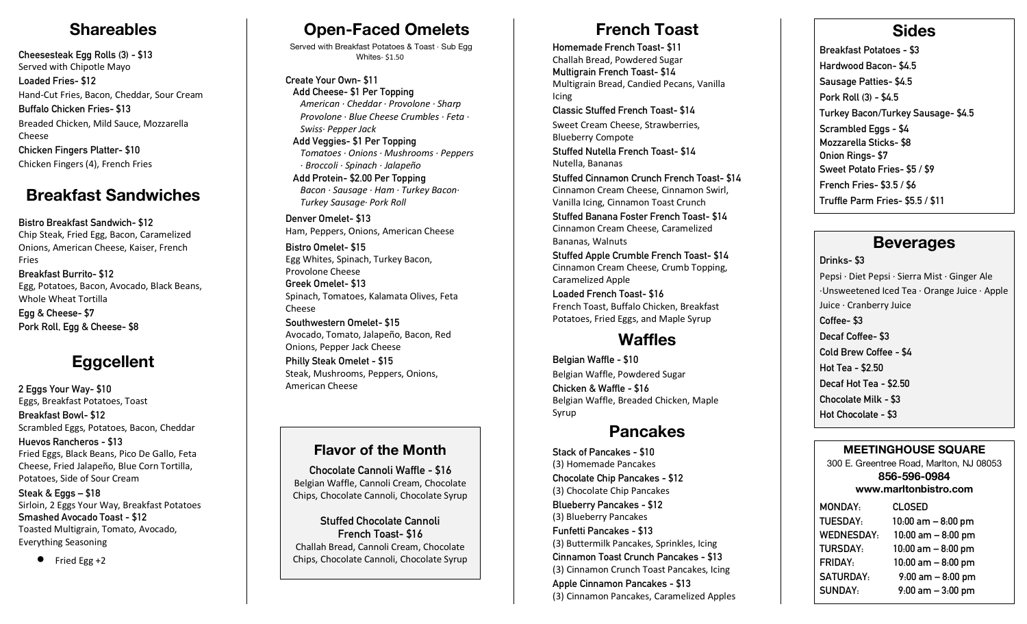## Shareables

**Cheesesteak Egg Rolls (3) - $13**
Served with Chipotle Mayo

**Loaded Fries- $12**
Hand-Cut Fries, Bacon, Cheddar, Sour Cream

**Buffalo Chicken Fries- $13**
Breaded Chicken, Mild Sauce, Mozzarella Cheese

**Chicken Fingers Platter- $10**
Chicken Fingers (4), French Fries

## Breakfast Sandwiches

**Bistro Breakfast Sandwich- $12**
Chip Steak, Fried Egg, Bacon, Caramelized Onions, American Cheese, Kaiser, French Fries

**Breakfast Burrito- $12**
Egg, Potatoes, Bacon, Avocado, Black Beans, Whole Wheat Tortilla

**Egg & Cheese- $7**

**Pork Roll, Egg & Cheese- $8**

## Eggcellent

**2 Eggs Your Way- $10**
Eggs, Breakfast Potatoes, Toast

**Breakfast Bowl- $12**
Scrambled Eggs, Potatoes, Bacon, Cheddar

**Huevos Rancheros - $13**
Fried Eggs, Black Beans, Pico De Gallo, Feta Cheese, Fried Jalapeño, Blue Corn Tortilla, Potatoes, Side of Sour Cream

**Steak & Eggs – $18**
Sirloin, 2 Eggs Your Way, Breakfast Potatoes

**Smashed Avocado Toast - $12**
Toasted Multigrain, Tomato, Avocado, Everything Seasoning

- Fried Egg +2

## Open-Faced Omelets

Served with Breakfast Potatoes & Toast · Sub Egg Whites- $1.50

**Create Your Own- $11**

**Add Cheese- $1 Per Topping**
*American · Cheddar · Provolone · Sharp Provolone · Blue Cheese Crumbles · Feta · Swiss· Pepper Jack*

**Add Veggies- $1 Per Topping**
*Tomatoes · Onions · Mushrooms · Peppers · Broccoli · Spinach · Jalapeño*

**Add Protein- $2.00 Per Topping**
*Bacon · Sausage · Ham · Turkey Bacon· Turkey Sausage· Pork Roll*

**Denver Omelet- $13**
Ham, Peppers, Onions, American Cheese

**Bistro Omelet- $15**
Egg Whites, Spinach, Turkey Bacon, Provolone Cheese

**Greek Omelet- $13**
Spinach, Tomatoes, Kalamata Olives, Feta Cheese

**Southwestern Omelet- $15**
Avocado, Tomato, Jalapeño, Bacon, Red Onions, Pepper Jack Cheese

**Philly Steak Omelet - $15**
Steak, Mushrooms, Peppers, Onions, American Cheese

## Flavor of the Month

**Chocolate Cannoli Waffle - $16**
Belgian Waffle, Cannoli Cream, Chocolate Chips, Chocolate Cannoli, Chocolate Syrup

**Stuffed Chocolate Cannoli French Toast- $16**
Challah Bread, Cannoli Cream, Chocolate Chips, Chocolate Cannoli, Chocolate Syrup

## French Toast

**Homemade French Toast- $11**
Challah Bread, Powdered Sugar

**Multigrain French Toast- $14**
Multigrain Bread, Candied Pecans, Vanilla Icing

**Classic Stuffed French Toast- $14**
Sweet Cream Cheese, Strawberries, Blueberry Compote

**Stuffed Nutella French Toast- $14**
Nutella, Bananas

**Stuffed Cinnamon Crunch French Toast- $14**
Cinnamon Cream Cheese, Cinnamon Swirl, Vanilla Icing, Cinnamon Toast Crunch

**Stuffed Banana Foster French Toast- $14**
Cinnamon Cream Cheese, Caramelized Bananas, Walnuts

**Stuffed Apple Crumble French Toast- $14**
Cinnamon Cream Cheese, Crumb Topping, Caramelized Apple

**Loaded French Toast- $16**
French Toast, Buffalo Chicken, Breakfast Potatoes, Fried Eggs, and Maple Syrup

## Waffles

**Belgian Waffle - $10**
Belgian Waffle, Powdered Sugar

**Chicken & Waffle - $16**
Belgian Waffle, Breaded Chicken, Maple Syrup

## Pancakes

**Stack of Pancakes - $10**
(3) Homemade Pancakes

**Chocolate Chip Pancakes - $12**
(3) Chocolate Chip Pancakes

**Blueberry Pancakes - $12**
(3) Blueberry Pancakes

**Funfetti Pancakes - $13**
(3) Buttermilk Pancakes, Sprinkles, Icing

**Cinnamon Toast Crunch Pancakes - $13**
(3) Cinnamon Crunch Toast Pancakes, Icing

**Apple Cinnamon Pancakes - $13**
(3) Cinnamon Pancakes, Caramelized Apples

## Sides

**Breakfast Potatoes - $3**

**Hardwood Bacon- $4.5**

**Sausage Patties- $4.5**

**Pork Roll (3) - $4.5**

**Turkey Bacon/Turkey Sausage- $4.5**

**Scrambled Eggs - $4**

**Mozzarella Sticks- $8**

**Onion Rings- $7**

**Sweet Potato Fries- $5 / $9**

**French Fries- $3.5 / $6**

**Truffle Parm Fries- $5.5 / $11**

## Beverages

**Drinks- $3**
Pepsi · Diet Pepsi · Sierra Mist · Ginger Ale ·Unsweetened Iced Tea · Orange Juice · Apple Juice · Cranberry Juice

**Coffee- $3**

**Decaf Coffee- $3**

**Cold Brew Coffee - $4**

**Hot Tea - $2.50**

**Decaf Hot Tea - $2.50**

**Chocolate Milk - $3**

**Hot Chocolate - $3**

**MEETINGHOUSE SQUARE**
300 E. Greentree Road, Marlton, NJ 08053
**856-596-0984**
**www.marltonbistro.com**

| | |
|---|---|
| MONDAY: | CLOSED |
| TUESDAY: | 10:00 am – 8:00 pm |
| WEDNESDAY: | 10:00 am – 8:00 pm |
| TURSDAY: | 10:00 am – 8:00 pm |
| FRIDAY: | 10:00 am – 8:00 pm |
| SATURDAY: | 9:00 am – 8:00 pm |
| SUNDAY: | 9:00 am – 3:00 pm |